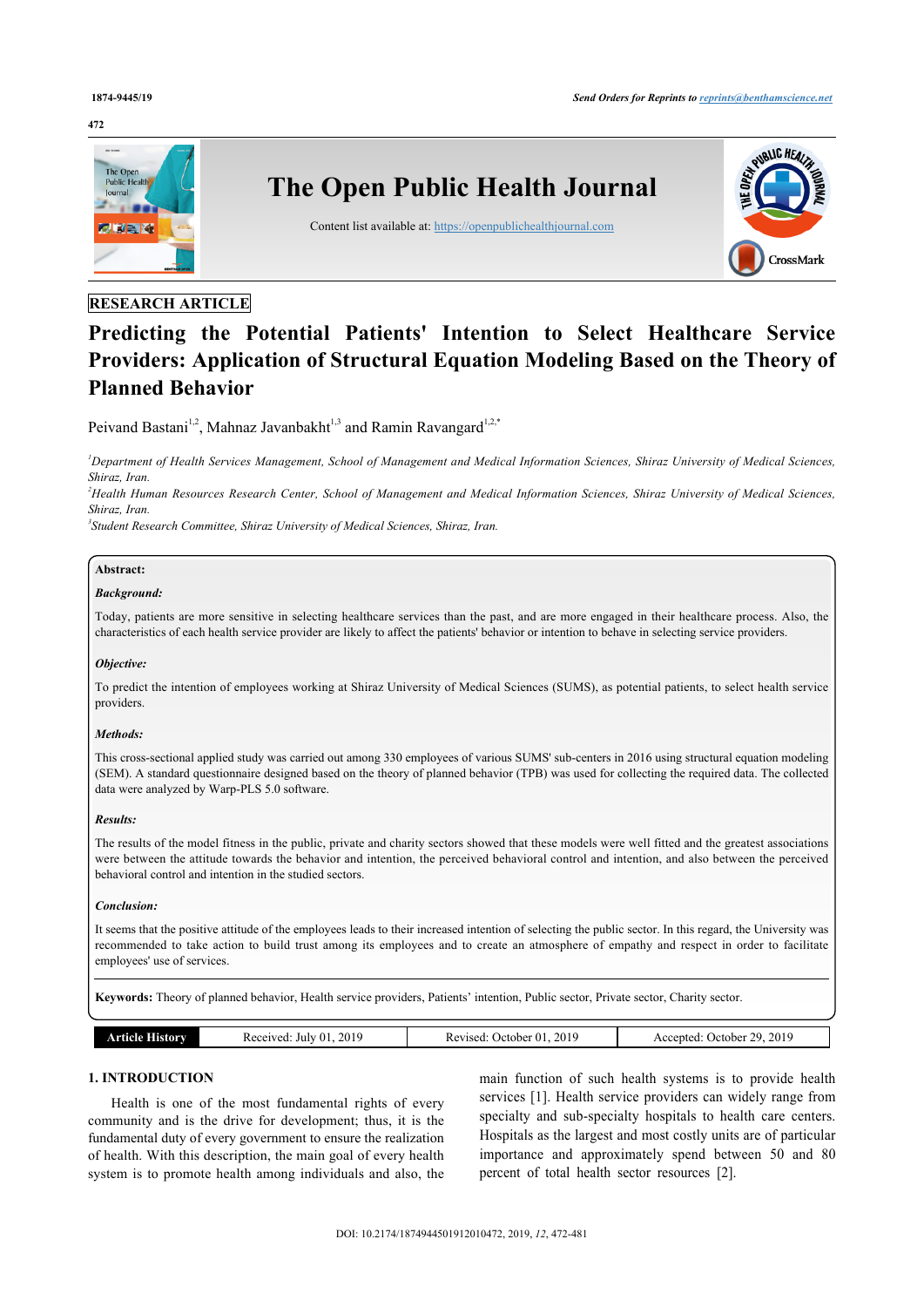RESEARCH ARTICLE

# Predicting the Potential Patients' Intention to Select Healthcare Service Providers: Application of Structural Equation Modeling Based on the Theory of Planned Behavior

Peivand Bastani[1,2], Mahnaz Javanbakht[1,3] and Ramin Ravangard[1,2,*]

[1]Department of Health Services Management, School of Management and Medical Information Sciences, Shiraz University of Medical Sciences, Shiraz, Iran.

[2]Health Human Resources Research Center, School of Management and Medical Information Sciences, Shiraz University of Medical Sciences, Shiraz, Iran.

[3]Student Research Committee, Shiraz University of Medical Sciences, Shiraz, Iran.

**Abstract:**

***Background:***

Today, patients are more sensitive in selecting healthcare services than the past, and are more engaged in their healthcare process. Also, the characteristics of each health service provider are likely to affect the patients' behavior or intention to behave in selecting service providers.

***Objective:***

To predict the intention of employees working at Shiraz University of Medical Sciences (SUMS), as potential patients, to select health service providers.

***Methods:***

This cross-sectional applied study was carried out among 330 employees of various SUMS' sub-centers in 2016 using structural equation modeling (SEM). A standard questionnaire designed based on the theory of planned behavior (TPB) was used for collecting the required data. The collected data were analyzed by Warp-PLS 5.0 software.

***Results:***

The results of the model fitness in the public, private and charity sectors showed that these models were well fitted and the greatest associations were between the attitude towards the behavior and intention, the perceived behavioral control and intention, and also between the perceived behavioral control and intention in the studied sectors.

***Conclusion:***

It seems that the positive attitude of the employees leads to their increased intention of selecting the public sector. In this regard, the University was recommended to take action to build trust among its employees and to create an atmosphere of empathy and respect in order to facilitate employees' use of services.

**Keywords:** Theory of planned behavior, Health service providers, Patients' intention, Public sector, Private sector, Charity sector.

| Article History | Received: July 01, 2019 | Revised: October 01, 2019 | Accepted: October 29, 2019 |
|---|---|---|---|

## 1. INTRODUCTION

Health is one of the most fundamental rights of every community and is the drive for development; thus, it is the fundamental duty of every government to ensure the realization of health. With this description, the main goal of every health system is to promote health among individuals and also, the main function of such health systems is to provide health services [1]. Health service providers can widely range from specialty and sub-specialty hospitals to health care centers. Hospitals as the largest and most costly units are of particular importance and approximately spend between 50 and 80 percent of total health sector resources [2].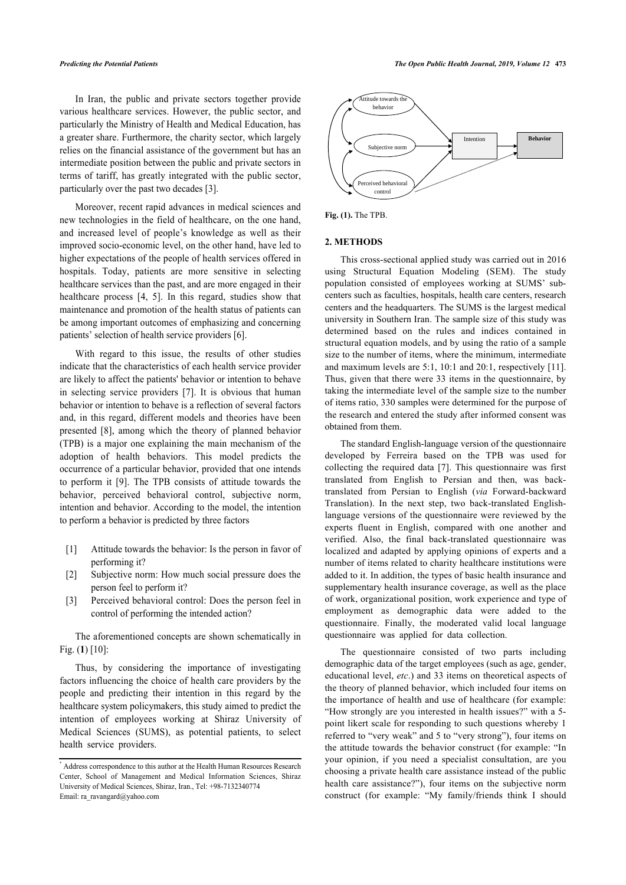In Iran, the public and private sectors together provide various healthcare services. However, the public sector, and particularly the Ministry of Health and Medical Education, has a greater share. Furthermore, the charity sector, which largely relies on the financial assistance of the government but has an intermediate position between the public and private sectors in terms of tariff, has greatly integrated with the public sector, particularly over the past two decades [3].

Moreover, recent rapid advances in medical sciences and new technologies in the field of healthcare, on the one hand, and increased level of people's knowledge as well as their improved socio-economic level, on the other hand, have led to higher expectations of the people of health services offered in hospitals. Today, patients are more sensitive in selecting healthcare services than the past, and are more engaged in their healthcare process [4, 5]. In this regard, studies show that maintenance and promotion of the health status of patients can be among important outcomes of emphasizing and concerning patients' selection of health service providers [6].

With regard to this issue, the results of other studies indicate that the characteristics of each health service provider are likely to affect the patients' behavior or intention to behave in selecting service providers [7]. It is obvious that human behavior or intention to behave is a reflection of several factors and, in this regard, different models and theories have been presented [8], among which the theory of planned behavior (TPB) is a major one explaining the main mechanism of the adoption of health behaviors. This model predicts the occurrence of a particular behavior, provided that one intends to perform it [9]. The TPB consists of attitude towards the behavior, perceived behavioral control, subjective norm, intention and behavior. According to the model, the intention to perform a behavior is predicted by three factors

[1] Attitude towards the behavior: Is the person in favor of performing it?

[2] Subjective norm: How much social pressure does the person feel to perform it?

[3] Perceived behavioral control: Does the person feel in control of performing the intended action?

The aforementioned concepts are shown schematically in Fig. (**1**) [10]:

Thus, by considering the importance of investigating factors influencing the choice of health care providers by the people and predicting their intention in this regard by the healthcare system policymakers, this study aimed to predict the intention of employees working at Shiraz University of Medical Sciences (SUMS), as potential patients, to select health service providers.

**Fig. (1).** The TPB.

## 2. METHODS

This cross-sectional applied study was carried out in 2016 using Structural Equation Modeling (SEM). The study population consisted of employees working at SUMS' sub-centers such as faculties, hospitals, health care centers, research centers and the headquarters. The SUMS is the largest medical university in Southern Iran. The sample size of this study was determined based on the rules and indices contained in structural equation models, and by using the ratio of a sample size to the number of items, where the minimum, intermediate and maximum levels are 5:1, 10:1 and 20:1, respectively [11]. Thus, given that there were 33 items in the questionnaire, by taking the intermediate level of the sample size to the number of items ratio, 330 samples were determined for the purpose of the research and entered the study after informed consent was obtained from them.

The standard English-language version of the questionnaire developed by Ferreira based on the TPB was used for collecting the required data [7]. This questionnaire was first translated from English to Persian and then, was back-translated from Persian to English (*via* Forward-backward Translation). In the next step, two back-translated English-language versions of the questionnaire were reviewed by the experts fluent in English, compared with one another and verified. Also, the final back-translated questionnaire was localized and adapted by applying opinions of experts and a number of items related to charity healthcare institutions were added to it. In addition, the types of basic health insurance and supplementary health insurance coverage, as well as the place of work, organizational position, work experience and type of employment as demographic data were added to the questionnaire. Finally, the moderated valid local language questionnaire was applied for data collection.

The questionnaire consisted of two parts including demographic data of the target employees (such as age, gender, educational level, *etc*.) and 33 items on theoretical aspects of the theory of planned behavior, which included four items on the importance of health and use of healthcare (for example: "How strongly are you interested in health issues?" with a 5-point likert scale for responding to such questions whereby 1 referred to "very weak" and 5 to "very strong"), four items on the attitude towards the behavior construct (for example: "In your opinion, if you need a specialist consultation, are you choosing a private health care assistance instead of the public health care assistance?"), four items on the subjective norm construct (for example: "My family/friends think I should

^*^ Address correspondence to this author at the Health Human Resources Research Center, School of Management and Medical Information Sciences, Shiraz University of Medical Sciences, Shiraz, Iran., Tel: +98-7132340774
Email: ra_ravangard@yahoo.com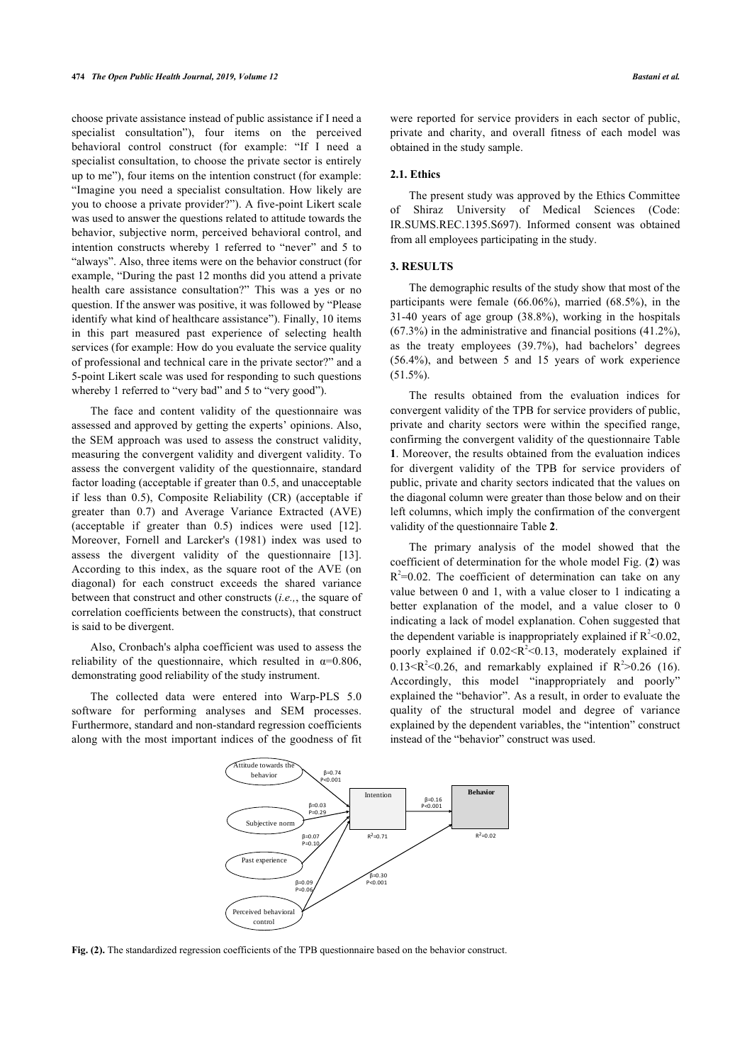choose private assistance instead of public assistance if I need a specialist consultation"), four items on the perceived behavioral control construct (for example: "If I need a specialist consultation, to choose the private sector is entirely up to me"), four items on the intention construct (for example: "Imagine you need a specialist consultation. How likely are you to choose a private provider?"). A five-point Likert scale was used to answer the questions related to attitude towards the behavior, subjective norm, perceived behavioral control, and intention constructs whereby 1 referred to "never" and 5 to "always". Also, three items were on the behavior construct (for example, "During the past 12 months did you attend a private health care assistance consultation?" This was a yes or no question. If the answer was positive, it was followed by "Please identify what kind of healthcare assistance"). Finally, 10 items in this part measured past experience of selecting health services (for example: How do you evaluate the service quality of professional and technical care in the private sector?" and a 5-point Likert scale was used for responding to such questions whereby 1 referred to "very bad" and 5 to "very good").

The face and content validity of the questionnaire was assessed and approved by getting the experts' opinions. Also, the SEM approach was used to assess the construct validity, measuring the convergent validity and divergent validity. To assess the convergent validity of the questionnaire, standard factor loading (acceptable if greater than 0.5, and unacceptable if less than 0.5), Composite Reliability (CR) (acceptable if greater than 0.7) and Average Variance Extracted (AVE) (acceptable if greater than 0.5) indices were used [12]. Moreover, Fornell and Larcker's (1981) index was used to assess the divergent validity of the questionnaire [13]. According to this index, as the square root of the AVE (on diagonal) for each construct exceeds the shared variance between that construct and other constructs (*i.e.,*, the square of correlation coefficients between the constructs), that construct is said to be divergent.

Also, Cronbach's alpha coefficient was used to assess the reliability of the questionnaire, which resulted in $\alpha$=0.806, demonstrating good reliability of the study instrument.

The collected data were entered into Warp-PLS 5.0 software for performing analyses and SEM processes. Furthermore, standard and non-standard regression coefficients along with the most important indices of the goodness of fit were reported for service providers in each sector of public, private and charity, and overall fitness of each model was obtained in the study sample.

### 2.1. Ethics

The present study was approved by the Ethics Committee of Shiraz University of Medical Sciences (Code: IR.SUMS.REC.1395.S697). Informed consent was obtained from all employees participating in the study.

## 3. RESULTS

The demographic results of the study show that most of the participants were female (66.06%), married (68.5%), in the 31-40 years of age group (38.8%), working in the hospitals (67.3%) in the administrative and financial positions (41.2%), as the treaty employees (39.7%), had bachelors' degrees (56.4%), and between 5 and 15 years of work experience (51.5%).

The results obtained from the evaluation indices for convergent validity of the TPB for service providers of public, private and charity sectors were within the specified range, confirming the convergent validity of the questionnaire Table **1**. Moreover, the results obtained from the evaluation indices for divergent validity of the TPB for service providers of public, private and charity sectors indicated that the values on the diagonal column were greater than those below and on their left columns, which imply the confirmation of the convergent validity of the questionnaire Table **2**.

The primary analysis of the model showed that the coefficient of determination for the whole model Fig. (**2**) was $R^2$=0.02. The coefficient of determination can take on any value between 0 and 1, with a value closer to 1 indicating a better explanation of the model, and a value closer to 0 indicating a lack of model explanation. Cohen suggested that the dependent variable is inappropriately explained if $R^2$<0.02, poorly explained if 0.02<$R^2$<0.13, moderately explained if 0.13<$R^2$<0.26, and remarkably explained if $R^2$>0.26 (16). Accordingly, this model "inappropriately and poorly" explained the "behavior". As a result, in order to evaluate the quality of the structural model and degree of variance explained by the dependent variables, the "intention" construct instead of the "behavior" construct was used.

**Fig. (2).** The standardized regression coefficients of the TPB questionnaire based on the behavior construct.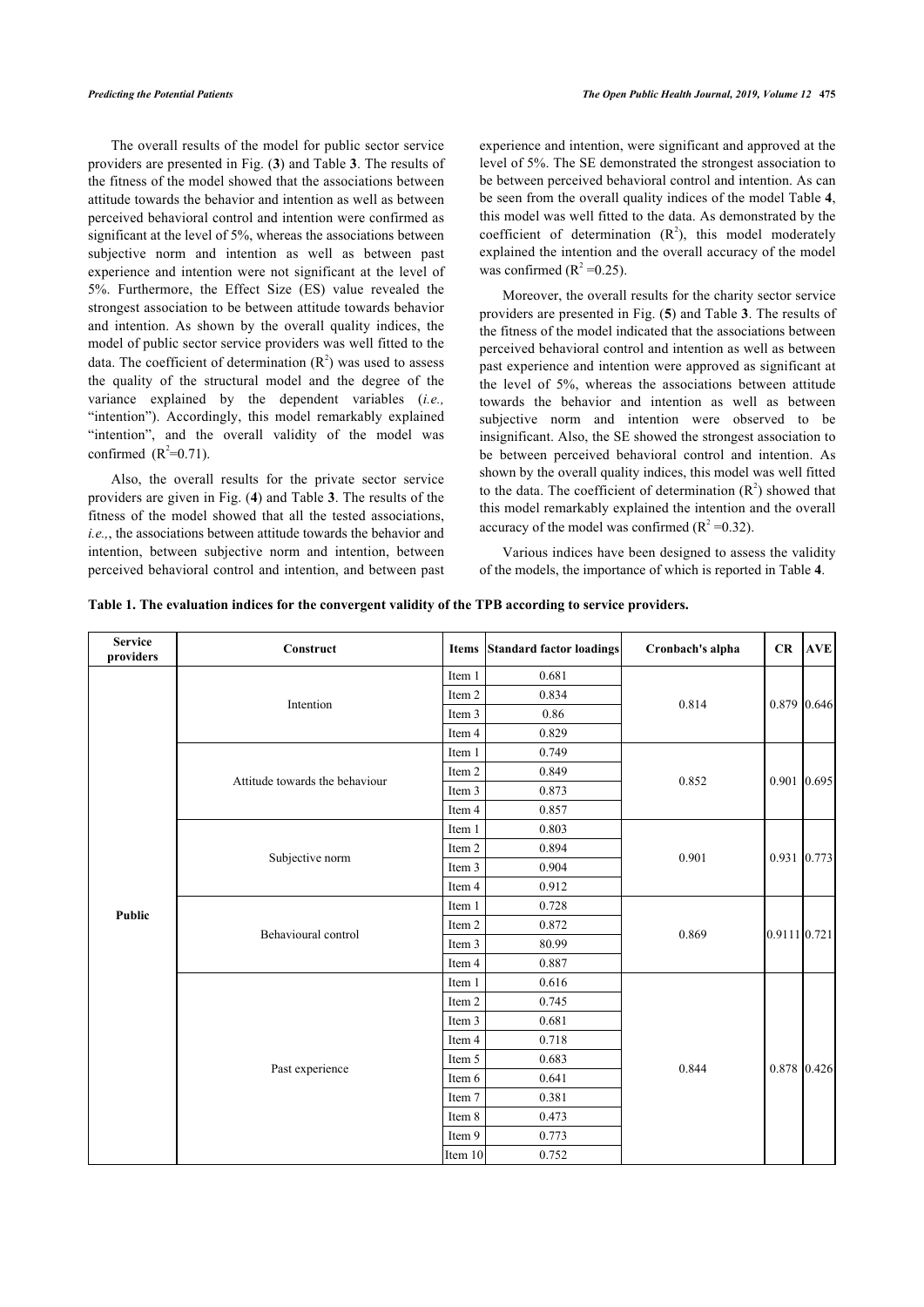The overall results of the model for public sector service providers are presented in Fig. (**3**) and Table **3**. The results of the fitness of the model showed that the associations between attitude towards the behavior and intention as well as between perceived behavioral control and intention were confirmed as significant at the level of 5%, whereas the associations between subjective norm and intention as well as between past experience and intention were not significant at the level of 5%. Furthermore, the Effect Size (ES) value revealed the strongest association to be between attitude towards behavior and intention. As shown by the overall quality indices, the model of public sector service providers was well fitted to the data. The coefficient of determination ($R^2$) was used to assess the quality of the structural model and the degree of the variance explained by the dependent variables (*i.e.,* "intention"). Accordingly, this model remarkably explained "intention", and the overall validity of the model was confirmed ($R^2$=0.71).

Also, the overall results for the private sector service providers are given in Fig. (**4**) and Table **3**. The results of the fitness of the model showed that all the tested associations, *i.e.,*, the associations between attitude towards the behavior and intention, between subjective norm and intention, between perceived behavioral control and intention, and between past experience and intention, were significant and approved at the level of 5%. The SE demonstrated the strongest association to be between perceived behavioral control and intention. As can be seen from the overall quality indices of the model Table **4**, this model was well fitted to the data. As demonstrated by the coefficient of determination ($R^2$), this model moderately explained the intention and the overall accuracy of the model was confirmed ($R^2$ =0.25).

Moreover, the overall results for the charity sector service providers are presented in Fig. (**5**) and Table **3**. The results of the fitness of the model indicated that the associations between perceived behavioral control and intention as well as between past experience and intention were approved as significant at the level of 5%, whereas the associations between attitude towards the behavior and intention as well as between subjective norm and intention were observed to be insignificant. Also, the SE showed the strongest association to be between perceived behavioral control and intention. As shown by the overall quality indices, this model was well fitted to the data. The coefficient of determination ($R^2$) showed that this model remarkably explained the intention and the overall accuracy of the model was confirmed ($R^2$ =0.32).

Various indices have been designed to assess the validity of the models, the importance of which is reported in Table **4**.

**Table 1. The evaluation indices for the convergent validity of the TPB according to service providers.**

| Service providers | Construct | Items | Standard factor loadings | Cronbach's alpha | CR | AVE |
|---|---|---|---|---|---|---|
| **Public** | Intention | Item 1 | 0.681 | 0.814 | 0.879 | 0.646 |
| | | Item 2 | 0.834 | | | |
| | | Item 3 | 0.86 | | | |
| | | Item 4 | 0.829 | | | |
| | Attitude towards the behaviour | Item 1 | 0.749 | 0.852 | 0.901 | 0.695 |
| | | Item 2 | 0.849 | | | |
| | | Item 3 | 0.873 | | | |
| | | Item 4 | 0.857 | | | |
| | Subjective norm | Item 1 | 0.803 | 0.901 | 0.931 | 0.773 |
| | | Item 2 | 0.894 | | | |
| | | Item 3 | 0.904 | | | |
| | | Item 4 | 0.912 | | | |
| | Behavioural control | Item 1 | 0.728 | 0.869 | 0.9111 | 0.721 |
| | | Item 2 | 0.872 | | | |
| | | Item 3 | 80.99 | | | |
| | | Item 4 | 0.887 | | | |
| | Past experience | Item 1 | 0.616 | 0.844 | 0.878 | 0.426 |
| | | Item 2 | 0.745 | | | |
| | | Item 3 | 0.681 | | | |
| | | Item 4 | 0.718 | | | |
| | | Item 5 | 0.683 | | | |
| | | Item 6 | 0.641 | | | |
| | | Item 7 | 0.381 | | | |
| | | Item 8 | 0.473 | | | |
| | | Item 9 | 0.773 | | | |
| | | Item 10 | 0.752 | | | |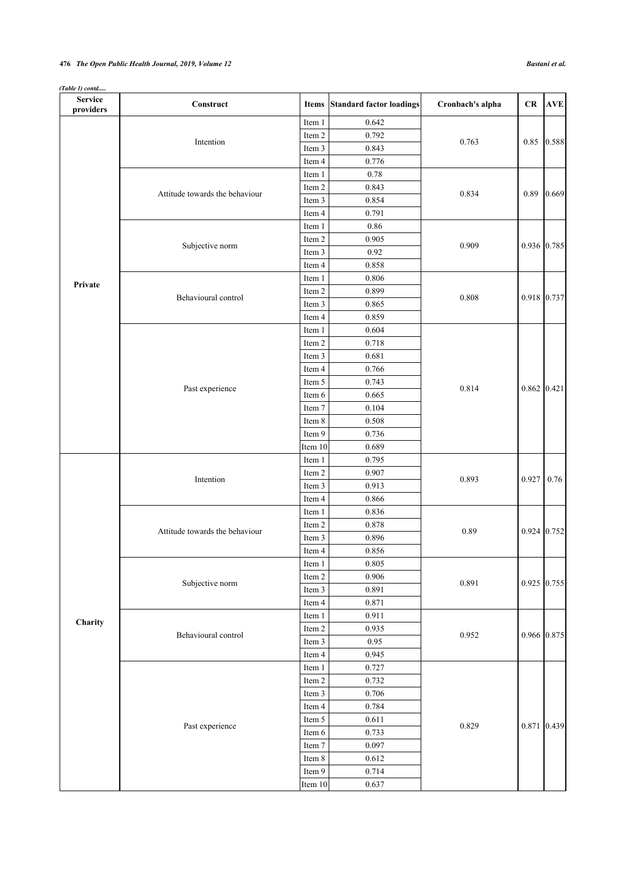*(Table 1) contd.....*

| Service providers | Construct | Items | Standard factor loadings | Cronbach's alpha | CR | AVE |
|---|---|---|---|---|---|---|
| **Private** | Intention | Item 1 | 0.642 | 0.763 | 0.85 | 0.588 |
| | | Item 2 | 0.792 | | | |
| | | Item 3 | 0.843 | | | |
| | | Item 4 | 0.776 | | | |
| | Attitude towards the behaviour | Item 1 | 0.78 | 0.834 | 0.89 | 0.669 |
| | | Item 2 | 0.843 | | | |
| | | Item 3 | 0.854 | | | |
| | | Item 4 | 0.791 | | | |
| | Subjective norm | Item 1 | 0.86 | 0.909 | 0.936 | 0.785 |
| | | Item 2 | 0.905 | | | |
| | | Item 3 | 0.92 | | | |
| | | Item 4 | 0.858 | | | |
| | Behavioural control | Item 1 | 0.806 | 0.808 | 0.918 | 0.737 |
| | | Item 2 | 0.899 | | | |
| | | Item 3 | 0.865 | | | |
| | | Item 4 | 0.859 | | | |
| | Past experience | Item 1 | 0.604 | 0.814 | 0.862 | 0.421 |
| | | Item 2 | 0.718 | | | |
| | | Item 3 | 0.681 | | | |
| | | Item 4 | 0.766 | | | |
| | | Item 5 | 0.743 | | | |
| | | Item 6 | 0.665 | | | |
| | | Item 7 | 0.104 | | | |
| | | Item 8 | 0.508 | | | |
| | | Item 9 | 0.736 | | | |
| | | Item 10 | 0.689 | | | |
| **Charity** | Intention | Item 1 | 0.795 | 0.893 | 0.927 | 0.76 |
| | | Item 2 | 0.907 | | | |
| | | Item 3 | 0.913 | | | |
| | | Item 4 | 0.866 | | | |
| | Attitude towards the behaviour | Item 1 | 0.836 | 0.89 | 0.924 | 0.752 |
| | | Item 2 | 0.878 | | | |
| | | Item 3 | 0.896 | | | |
| | | Item 4 | 0.856 | | | |
| | Subjective norm | Item 1 | 0.805 | 0.891 | 0.925 | 0.755 |
| | | Item 2 | 0.906 | | | |
| | | Item 3 | 0.891 | | | |
| | | Item 4 | 0.871 | | | |
| | Behavioural control | Item 1 | 0.911 | 0.952 | 0.966 | 0.875 |
| | | Item 2 | 0.935 | | | |
| | | Item 3 | 0.95 | | | |
| | | Item 4 | 0.945 | | | |
| | Past experience | Item 1 | 0.727 | 0.829 | 0.871 | 0.439 |
| | | Item 2 | 0.732 | | | |
| | | Item 3 | 0.706 | | | |
| | | Item 4 | 0.784 | | | |
| | | Item 5 | 0.611 | | | |
| | | Item 6 | 0.733 | | | |
| | | Item 7 | 0.097 | | | |
| | | Item 8 | 0.612 | | | |
| | | Item 9 | 0.714 | | | |
| | | Item 10 | 0.637 | | | |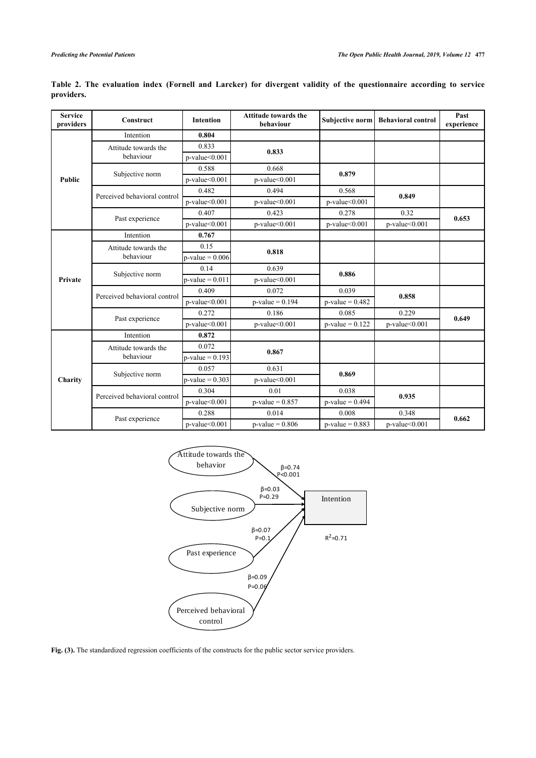**Table 2. The evaluation index (Fornell and Larcker) for divergent validity of the questionnaire according to service providers.**

| Service providers | Construct | Intention | Attitude towards the behaviour | Subjective norm | Behavioral control | Past experience |
|---|---|---|---|---|---|---|
| Public | Intention | **0.804** | | | | |
| | Attitude towards the behaviour | 0.833<br>p-value<0.001 | **0.833** | | | |
| | Subjective norm | 0.588<br>p-value<0.001 | 0.668<br>p-value<0.001 | **0.879** | | |
| | Perceived behavioral control | 0.482<br>p-value<0.001 | 0.494<br>p-value<0.001 | 0.568<br>p-value<0.001 | **0.849** | |
| | Past experience | 0.407<br>p-value<0.001 | 0.423<br>p-value<0.001 | 0.278<br>p-value<0.001 | 0.32<br>p-value<0.001 | **0.653** |
| Private | Intention | **0.767** | | | | |
| | Attitude towards the behaviour | 0.15<br>p-value = 0.006 | **0.818** | | | |
| | Subjective norm | 0.14<br>p-value = 0.011 | 0.639<br>p-value<0.001 | **0.886** | | |
| | Perceived behavioral control | 0.409<br>p-value<0.001 | 0.072<br>p-value = 0.194 | 0.039<br>p-value = 0.482 | **0.858** | |
| | Past experience | 0.272<br>p-value<0.001 | 0.186<br>p-value<0.001 | 0.085<br>p-value = 0.122 | 0.229<br>p-value<0.001 | **0.649** |
| Charity | Intention | **0.872** | | | | |
| | Attitude towards the behaviour | 0.072<br>p-value = 0.193 | **0.867** | | | |
| | Subjective norm | 0.057<br>p-value = 0.303 | 0.631<br>p-value<0.001 | **0.869** | | |
| | Perceived behavioral control | 0.304<br>p-value<0.001 | 0.01<br>p-value = 0.857 | 0.038<br>p-value = 0.494 | **0.935** | |
| | Past experience | 0.288<br>p-value<0.001 | 0.014<br>p-value = 0.806 | 0.008<br>p-value = 0.883 | 0.348<br>p-value<0.001 | **0.662** |

**Fig. (3).** The standardized regression coefficients of the constructs for the public sector service providers.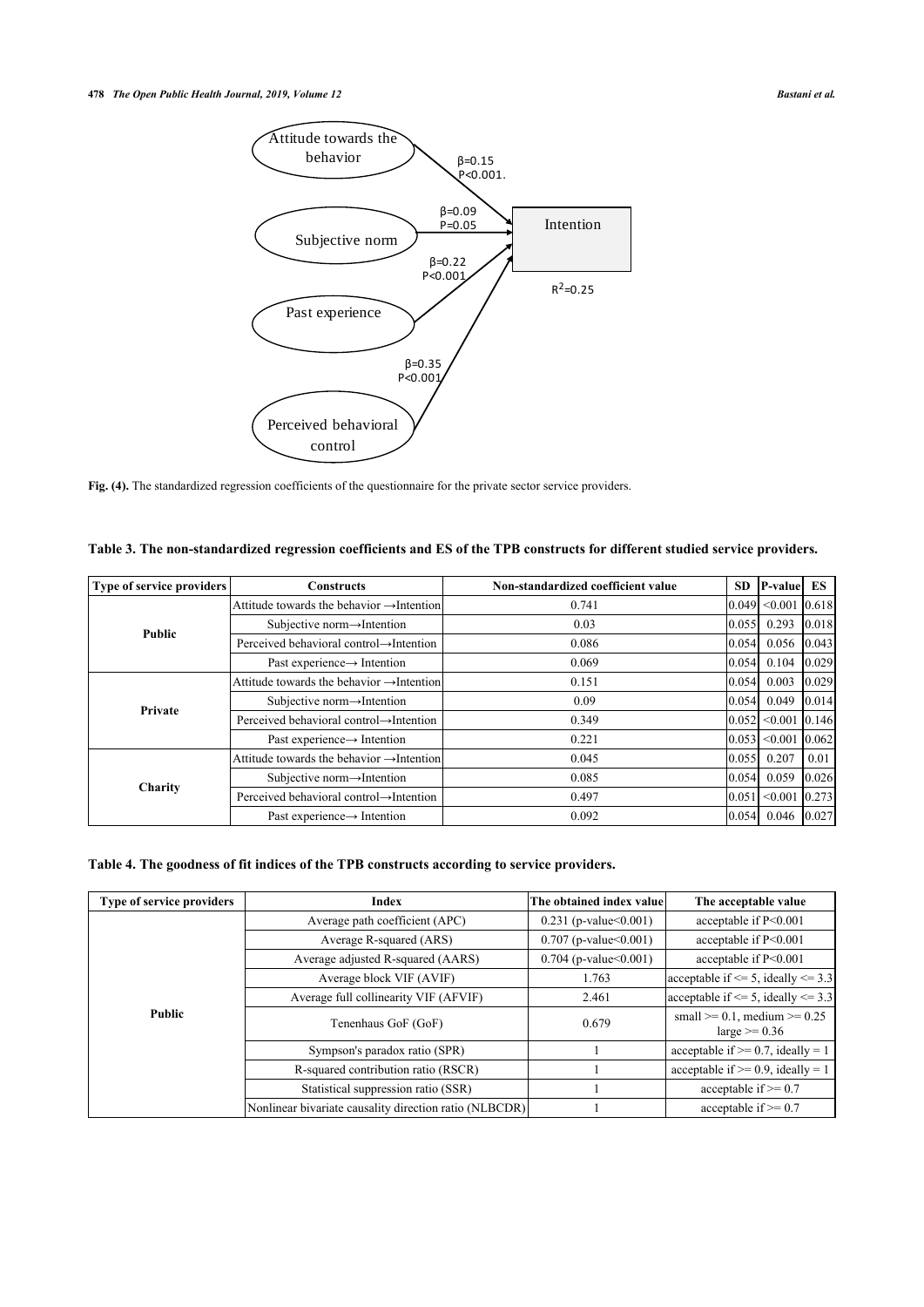Attitude towards the behavior

$\beta$=0.15
P<0.001.

$\beta$=0.09
P=0.05

Subjective norm

Intention

$\beta$=0.22
P<0.001

$R^2$=0.25

Past experience

$\beta$=0.35
P<0.001

Perceived behavioral control

**Fig. (4).** The standardized regression coefficients of the questionnaire for the private sector service providers.

**Table 3. The non-standardized regression coefficients and ES of the TPB constructs for different studied service providers.**

| Type of service providers | Constructs | Non-standardized coefficient value | SD | P-value | ES |
|---|---|---|---|---|---|
| Public | Attitude towards the behavior →Intention | 0.741 | 0.049 | <0.001 | 0.618 |
| | Subjective norm→Intention | 0.03 | 0.055 | 0.293 | 0.018 |
| | Perceived behavioral control→Intention | 0.086 | 0.054 | 0.056 | 0.043 |
| | Past experience→ Intention | 0.069 | 0.054 | 0.104 | 0.029 |
| Private | Attitude towards the behavior →Intention | 0.151 | 0.054 | 0.003 | 0.029 |
| | Subjective norm→Intention | 0.09 | 0.054 | 0.049 | 0.014 |
| | Perceived behavioral control→Intention | 0.349 | 0.052 | <0.001 | 0.146 |
| | Past experience→ Intention | 0.221 | 0.053 | <0.001 | 0.062 |
| Charity | Attitude towards the behavior →Intention | 0.045 | 0.055 | 0.207 | 0.01 |
| | Subjective norm→Intention | 0.085 | 0.054 | 0.059 | 0.026 |
| | Perceived behavioral control→Intention | 0.497 | 0.051 | <0.001 | 0.273 |
| | Past experience→ Intention | 0.092 | 0.054 | 0.046 | 0.027 |

**Table 4. The goodness of fit indices of the TPB constructs according to service providers.**

| Type of service providers | Index | The obtained index value | The acceptable value |
|---|---|---|---|
| Public | Average path coefficient (APC) | 0.231 (p-value<0.001) | acceptable if P<0.001 |
| | Average R-squared (ARS) | 0.707 (p-value<0.001) | acceptable if P<0.001 |
| | Average adjusted R-squared (AARS) | 0.704 (p-value<0.001) | acceptable if P<0.001 |
| | Average block VIF (AVIF) | 1.763 | acceptable if <= 5, ideally <= 3.3 |
| | Average full collinearity VIF (AFVIF) | 2.461 | acceptable if <= 5, ideally <= 3.3 |
| | Tenenhaus GoF (GoF) | 0.679 | small >= 0.1, medium >= 0.25 large >= 0.36 |
| | Sympson's paradox ratio (SPR) | 1 | acceptable if >= 0.7, ideally = 1 |
| | R-squared contribution ratio (RSCR) | 1 | acceptable if >= 0.9, ideally = 1 |
| | Statistical suppression ratio (SSR) | 1 | acceptable if >= 0.7 |
| | Nonlinear bivariate causality direction ratio (NLBCDR) | 1 | acceptable if >= 0.7 |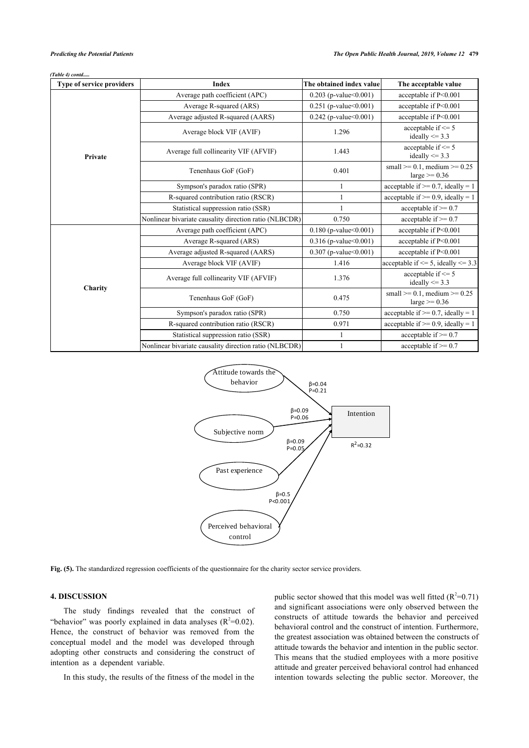*(Table 4) contd.....*

| Type of service providers | Index | The obtained index value | The acceptable value |
|---|---|---|---|
| Private | Average path coefficient (APC) | 0.203 (p-value<0.001) | acceptable if P<0.001 |
| | Average R-squared (ARS) | 0.251 (p-value<0.001) | acceptable if P<0.001 |
| | Average adjusted R-squared (AARS) | 0.242 (p-value<0.001) | acceptable if P<0.001 |
| | Average block VIF (AVIF) | 1.296 | acceptable if <= 5 ideally <= 3.3 |
| | Average full collinearity VIF (AFVIF) | 1.443 | acceptable if <= 5 ideally <= 3.3 |
| | Tenenhaus GoF (GoF) | 0.401 | small >= 0.1, medium >= 0.25 large >= 0.36 |
| | Sympson's paradox ratio (SPR) | 1 | acceptable if >= 0.7, ideally = 1 |
| | R-squared contribution ratio (RSCR) | 1 | acceptable if >= 0.9, ideally = 1 |
| | Statistical suppression ratio (SSR) | 1 | acceptable if >= 0.7 |
| | Nonlinear bivariate causality direction ratio (NLBCDR) | 0.750 | acceptable if >= 0.7 |
| Charity | Average path coefficient (APC) | 0.180 (p-value<0.001) | acceptable if P<0.001 |
| | Average R-squared (ARS) | 0.316 (p-value<0.001) | acceptable if P<0.001 |
| | Average adjusted R-squared (AARS) | 0.307 (p-value<0.001) | acceptable if P<0.001 |
| | Average block VIF (AVIF) | 1.416 | acceptable if <= 5, ideally <= 3.3 |
| | Average full collinearity VIF (AFVIF) | 1.376 | acceptable if <= 5 ideally <= 3.3 |
| | Tenenhaus GoF (GoF) | 0.475 | small >= 0.1, medium >= 0.25 large >= 0.36 |
| | Sympson's paradox ratio (SPR) | 0.750 | acceptable if >= 0.7, ideally = 1 |
| | R-squared contribution ratio (RSCR) | 0.971 | acceptable if >= 0.9, ideally = 1 |
| | Statistical suppression ratio (SSR) | 1 | acceptable if >= 0.7 |
| | Nonlinear bivariate causality direction ratio (NLBCDR) | 1 | acceptable if >= 0.7 |

**Fig. (5).** The standardized regression coefficients of the questionnaire for the charity sector service providers.

## 4. DISCUSSION

The study findings revealed that the construct of "behavior" was poorly explained in data analyses ($R^2$=0.02). Hence, the construct of behavior was removed from the conceptual model and the model was developed through adopting other constructs and considering the construct of intention as a dependent variable.

In this study, the results of the fitness of the model in the public sector showed that this model was well fitted ($R^2$=0.71) and significant associations were only observed between the constructs of attitude towards the behavior and perceived behavioral control and the construct of intention. Furthermore, the greatest association was obtained between the constructs of attitude towards the behavior and intention in the public sector. This means that the studied employees with a more positive attitude and greater perceived behavioral control had enhanced intention towards selecting the public sector. Moreover, the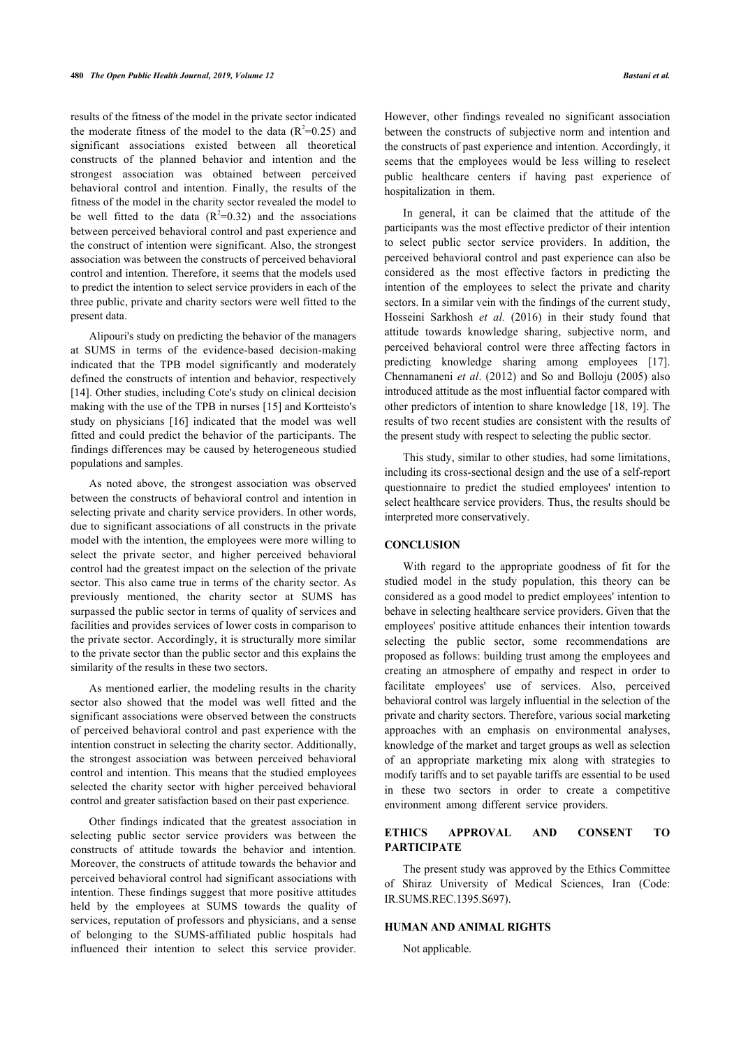results of the fitness of the model in the private sector indicated the moderate fitness of the model to the data ($R^2$=0.25) and significant associations existed between all theoretical constructs of the planned behavior and intention and the strongest association was obtained between perceived behavioral control and intention. Finally, the results of the fitness of the model in the charity sector revealed the model to be well fitted to the data ($R^2$=0.32) and the associations between perceived behavioral control and past experience and the construct of intention were significant. Also, the strongest association was between the constructs of perceived behavioral control and intention. Therefore, it seems that the models used to predict the intention to select service providers in each of the three public, private and charity sectors were well fitted to the present data.

Alipouri's study on predicting the behavior of the managers at SUMS in terms of the evidence-based decision-making indicated that the TPB model significantly and moderately defined the constructs of intention and behavior, respectively [14]. Other studies, including Cote's study on clinical decision making with the use of the TPB in nurses [15] and Kortteisto's study on physicians [16] indicated that the model was well fitted and could predict the behavior of the participants. The findings differences may be caused by heterogeneous studied populations and samples.

As noted above, the strongest association was observed between the constructs of behavioral control and intention in selecting private and charity service providers. In other words, due to significant associations of all constructs in the private model with the intention, the employees were more willing to select the private sector, and higher perceived behavioral control had the greatest impact on the selection of the private sector. This also came true in terms of the charity sector. As previously mentioned, the charity sector at SUMS has surpassed the public sector in terms of quality of services and facilities and provides services of lower costs in comparison to the private sector. Accordingly, it is structurally more similar to the private sector than the public sector and this explains the similarity of the results in these two sectors.

As mentioned earlier, the modeling results in the charity sector also showed that the model was well fitted and the significant associations were observed between the constructs of perceived behavioral control and past experience with the intention construct in selecting the charity sector. Additionally, the strongest association was between perceived behavioral control and intention. This means that the studied employees selected the charity sector with higher perceived behavioral control and greater satisfaction based on their past experience.

Other findings indicated that the greatest association in selecting public sector service providers was between the constructs of attitude towards the behavior and intention. Moreover, the constructs of attitude towards the behavior and perceived behavioral control had significant associations with intention. These findings suggest that more positive attitudes held by the employees at SUMS towards the quality of services, reputation of professors and physicians, and a sense of belonging to the SUMS-affiliated public hospitals had influenced their intention to select this service provider. However, other findings revealed no significant association between the constructs of subjective norm and intention and the constructs of past experience and intention. Accordingly, it seems that the employees would be less willing to reselect public healthcare centers if having past experience of hospitalization in them.

In general, it can be claimed that the attitude of the participants was the most effective predictor of their intention to select public sector service providers. In addition, the perceived behavioral control and past experience can also be considered as the most effective factors in predicting the intention of the employees to select the private and charity sectors. In a similar vein with the findings of the current study, Hosseini Sarkhosh *et al.* (2016) in their study found that attitude towards knowledge sharing, subjective norm, and perceived behavioral control were three affecting factors in predicting knowledge sharing among employees [17]. Chennamaneni *et al*. (2012) and So and Bolloju (2005) also introduced attitude as the most influential factor compared with other predictors of intention to share knowledge [18, 19]. The results of two recent studies are consistent with the results of the present study with respect to selecting the public sector.

This study, similar to other studies, had some limitations, including its cross-sectional design and the use of a self-report questionnaire to predict the studied employees' intention to select healthcare service providers. Thus, the results should be interpreted more conservatively.

## CONCLUSION

With regard to the appropriate goodness of fit for the studied model in the study population, this theory can be considered as a good model to predict employees' intention to behave in selecting healthcare service providers. Given that the employees' positive attitude enhances their intention towards selecting the public sector, some recommendations are proposed as follows: building trust among the employees and creating an atmosphere of empathy and respect in order to facilitate employees' use of services. Also, perceived behavioral control was largely influential in the selection of the private and charity sectors. Therefore, various social marketing approaches with an emphasis on environmental analyses, knowledge of the market and target groups as well as selection of an appropriate marketing mix along with strategies to modify tariffs and to set payable tariffs are essential to be used in these two sectors in order to create a competitive environment among different service providers.

## ETHICS APPROVAL AND CONSENT TO PARTICIPATE

The present study was approved by the Ethics Committee of Shiraz University of Medical Sciences, Iran (Code: IR.SUMS.REC.1395.S697).

## HUMAN AND ANIMAL RIGHTS

Not applicable.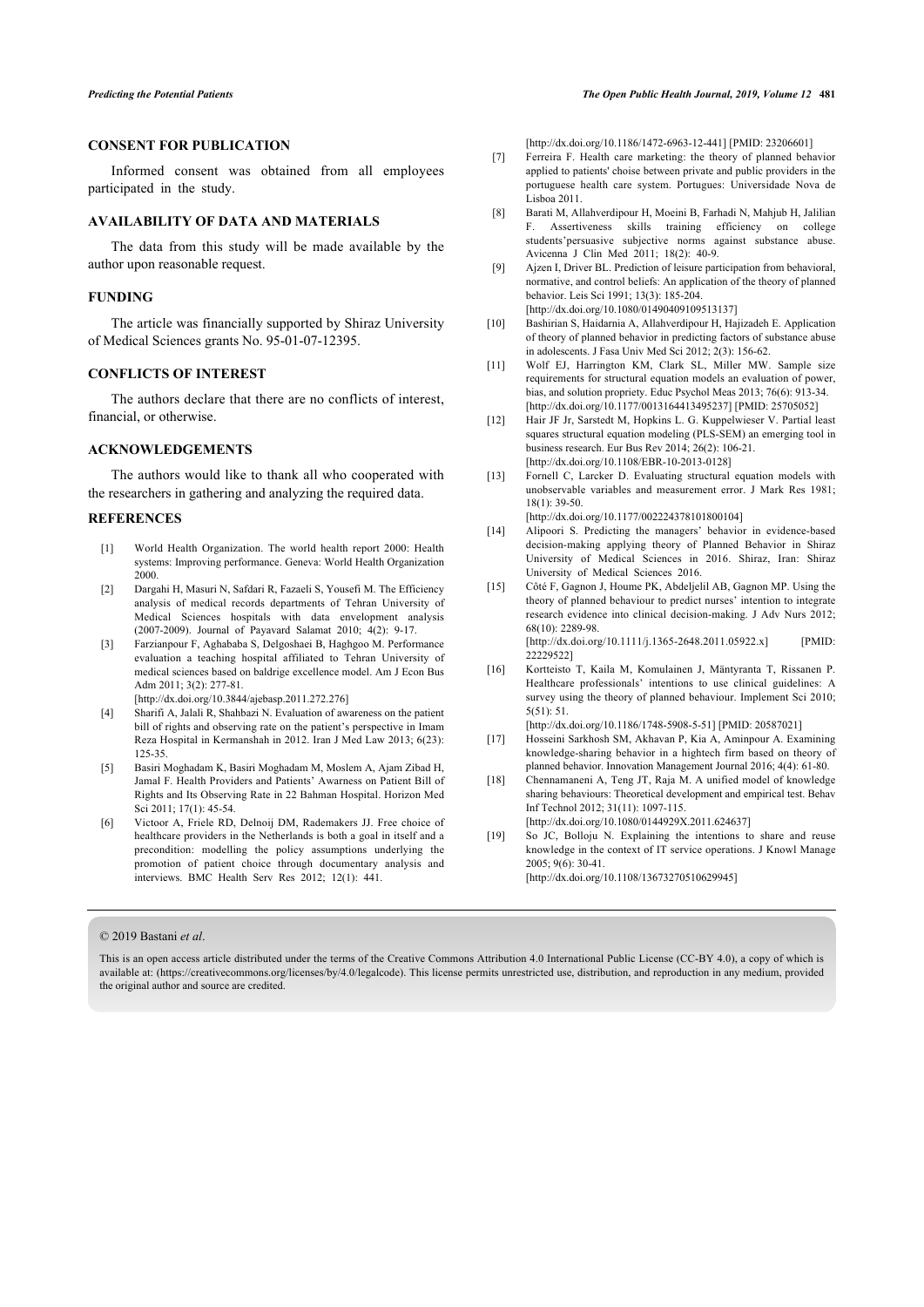## CONSENT FOR PUBLICATION

Informed consent was obtained from all employees participated in the study.

## AVAILABILITY OF DATA AND MATERIALS

The data from this study will be made available by the author upon reasonable request.

## FUNDING

The article was financially supported by Shiraz University of Medical Sciences grants No. 95-01-07-12395.

## CONFLICTS OF INTEREST

The authors declare that there are no conflicts of interest, financial, or otherwise.

## ACKNOWLEDGEMENTS

The authors would like to thank all who cooperated with the researchers in gathering and analyzing the required data.

## REFERENCES

[1] World Health Organization. The world health report 2000: Health systems: Improving performance. Geneva: World Health Organization 2000.

[2] Dargahi H, Masuri N, Safdari R, Fazaeli S, Yousefi M. The Efficiency analysis of medical records departments of Tehran University of Medical Sciences hospitals with data envelopment analysis (2007-2009). Journal of Payavard Salamat 2010; 4(2): 9-17.

[3] Farzianpour F, Aghababa S, Delgoshaei B, Haghgoo M. Performance evaluation a teaching hospital affiliated to Tehran University of medical sciences based on baldrige excellence model. Am J Econ Bus Adm 2011; 3(2): 277-81. [http://dx.doi.org/10.3844/ajebasp.2011.272.276]

[4] Sharifi A, Jalali R, Shahbazi N. Evaluation of awareness on the patient bill of rights and observing rate on the patient's perspective in Imam Reza Hospital in Kermanshah in 2012. Iran J Med Law 2013; 6(23): 125-35.

[5] Basiri Moghadam K, Basiri Moghadam M, Moslem A, Ajam Zibad H, Jamal F. Health Providers and Patients' Awarness on Patient Bill of Rights and Its Observing Rate in 22 Bahman Hospital. Horizon Med Sci 2011; 17(1): 45-54.

[6] Victoor A, Friele RD, Delnoij DM, Rademakers JJ. Free choice of healthcare providers in the Netherlands is both a goal in itself and a precondition: modelling the policy assumptions underlying the promotion of patient choice through documentary analysis and interviews. BMC Health Serv Res 2012; 12(1): 441. [http://dx.doi.org/10.1186/1472-6963-12-441] [PMID: 23206601]

[7] Ferreira F. Health care marketing: the theory of planned behavior applied to patients' choise between private and public providers in the portuguese health care system. Portugues: Universidade Nova de Lisboa 2011.

[8] Barati M, Allahverdipour H, Moeini B, Farhadi N, Mahjub H, Jalilian F. Assertiveness skills training efficiency on college students'persuasive subjective norms against substance abuse. Avicenna J Clin Med 2011; 18(2): 40-9.

[9] Ajzen I, Driver BL. Prediction of leisure participation from behavioral, normative, and control beliefs: An application of the theory of planned behavior. Leis Sci 1991; 13(3): 185-204. [http://dx.doi.org/10.1080/01490409109513137]

[10] Bashirian S, Haidarnia A, Allahverdipour H, Hajizadeh E. Application of theory of planned behavior in predicting factors of substance abuse in adolescents. J Fasa Univ Med Sci 2012; 2(3): 156-62.

[11] Wolf EJ, Harrington KM, Clark SL, Miller MW. Sample size requirements for structural equation models an evaluation of power, bias, and solution propriety. Educ Psychol Meas 2013; 76(6): 913-34. [http://dx.doi.org/10.1177/0013164413495237] [PMID: 25705052]

[12] Hair JF Jr, Sarstedt M, Hopkins L. G. Kuppelwieser V. Partial least squares structural equation modeling (PLS-SEM) an emerging tool in business research. Eur Bus Rev 2014; 26(2): 106-21. [http://dx.doi.org/10.1108/EBR-10-2013-0128]

[13] Fornell C, Larcker D. Evaluating structural equation models with unobservable variables and measurement error. J Mark Res 1981; 18(1): 39-50. [http://dx.doi.org/10.1177/002224378101800104]

[14] Alipoori S. Predicting the managers' behavior in evidence-based decision-making applying theory of Planned Behavior in Shiraz University of Medical Sciences in 2016. Shiraz, Iran: Shiraz University of Medical Sciences 2016.

[15] Côté F, Gagnon J, Houme PK, Abdeljelil AB, Gagnon MP. Using the theory of planned behaviour to predict nurses' intention to integrate research evidence into clinical decision-making. J Adv Nurs 2012; 68(10): 2289-98. [http://dx.doi.org/10.1111/j.1365-2648.2011.05922.x] [PMID: 22229522]

[16] Kortteisto T, Kaila M, Komulainen J, Mäntyranta T, Rissanen P. Healthcare professionals' intentions to use clinical guidelines: A survey using the theory of planned behaviour. Implement Sci 2010; 5(51): 51. [http://dx.doi.org/10.1186/1748-5908-5-51] [PMID: 20587021]

[17] Hosseini Sarkhosh SM, Akhavan P, Kia A, Aminpour A. Examining knowledge-sharing behavior in a hightech firm based on theory of planned behavior. Innovation Management Journal 2016; 4(4): 61-80.

[18] Chennamaneni A, Teng JT, Raja M. A unified model of knowledge sharing behaviours: Theoretical development and empirical test. Behav Inf Technol 2012; 31(11): 1097-115. [http://dx.doi.org/10.1080/0144929X.2011.624637]

[19] So JC, Bolloju N. Explaining the intentions to share and reuse knowledge in the context of IT service operations. J Knowl Manage 2005; 9(6): 30-41. [http://dx.doi.org/10.1108/13673270510629945]

© 2019 Bastani *et al*.

This is an open access article distributed under the terms of the Creative Commons Attribution 4.0 International Public License (CC-BY 4.0), a copy of which is available at: (https://creativecommons.org/licenses/by/4.0/legalcode). This license permits unrestricted use, distribution, and reproduction in any medium, provided the original author and source are credited.